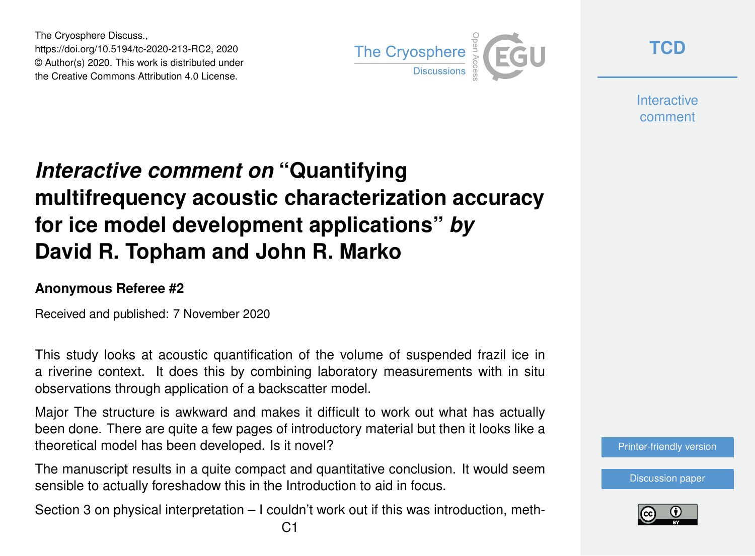The Cryosphere Discuss.,
https://doi.org/10.5194/tc-2020-213-RC2, 2020
© Author(s) 2020. This work is distributed under
the Creative Commons Attribution 4.0 License.

# *Interactive comment on* "Quantifying multifrequency acoustic characterization accuracy for ice model development applications" *by* David R. Topham and John R. Marko

### Anonymous Referee #2

Received and published: 7 November 2020

This study looks at acoustic quantification of the volume of suspended frazil ice in a riverine context. It does this by combining laboratory measurements with in situ observations through application of a backscatter model.

Major The structure is awkward and makes it difficult to work out what has actually been done. There are quite a few pages of introductory material but then it looks like a theoretical model has been developed. Is it novel?

The manuscript results in a quite compact and quantitative conclusion. It would seem sensible to actually foreshadow this in the Introduction to aid in focus.

Section 3 on physical interpretation – I couldn't work out if this was introduction, meth-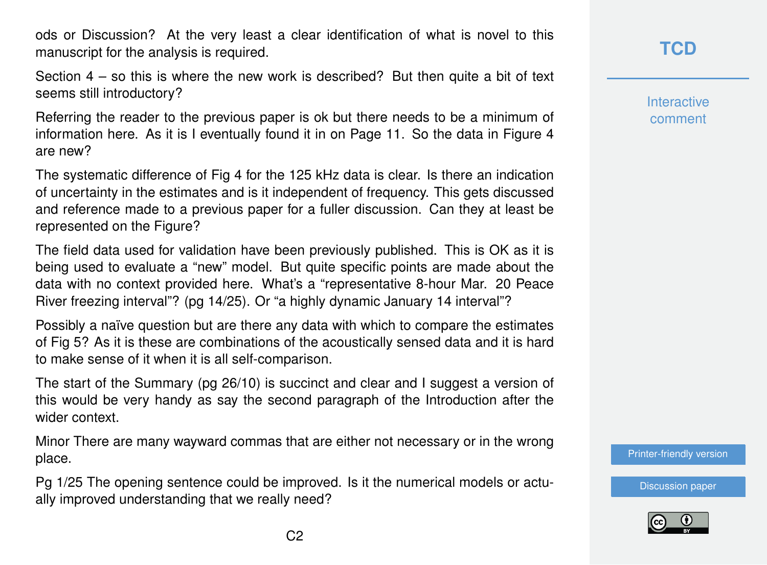ods or Discussion? At the very least a clear identification of what is novel to this manuscript for the analysis is required.

Section 4 – so this is where the new work is described? But then quite a bit of text seems still introductory?

Referring the reader to the previous paper is ok but there needs to be a minimum of information here. As it is I eventually found it in on Page 11. So the data in Figure 4 are new?

The systematic difference of Fig 4 for the 125 kHz data is clear. Is there an indication of uncertainty in the estimates and is it independent of frequency. This gets discussed and reference made to a previous paper for a fuller discussion. Can they at least be represented on the Figure?

The field data used for validation have been previously published. This is OK as it is being used to evaluate a "new" model. But quite specific points are made about the data with no context provided here. What's a "representative 8-hour Mar. 20 Peace River freezing interval"? (pg 14/25). Or "a highly dynamic January 14 interval"?

Possibly a naïve question but are there any data with which to compare the estimates of Fig 5? As it is these are combinations of the acoustically sensed data and it is hard to make sense of it when it is all self-comparison.

The start of the Summary (pg 26/10) is succinct and clear and I suggest a version of this would be very handy as say the second paragraph of the Introduction after the wider context.

Minor There are many wayward commas that are either not necessary or in the wrong place.

Pg 1/25 The opening sentence could be improved. Is it the numerical models or actually improved understanding that we really need?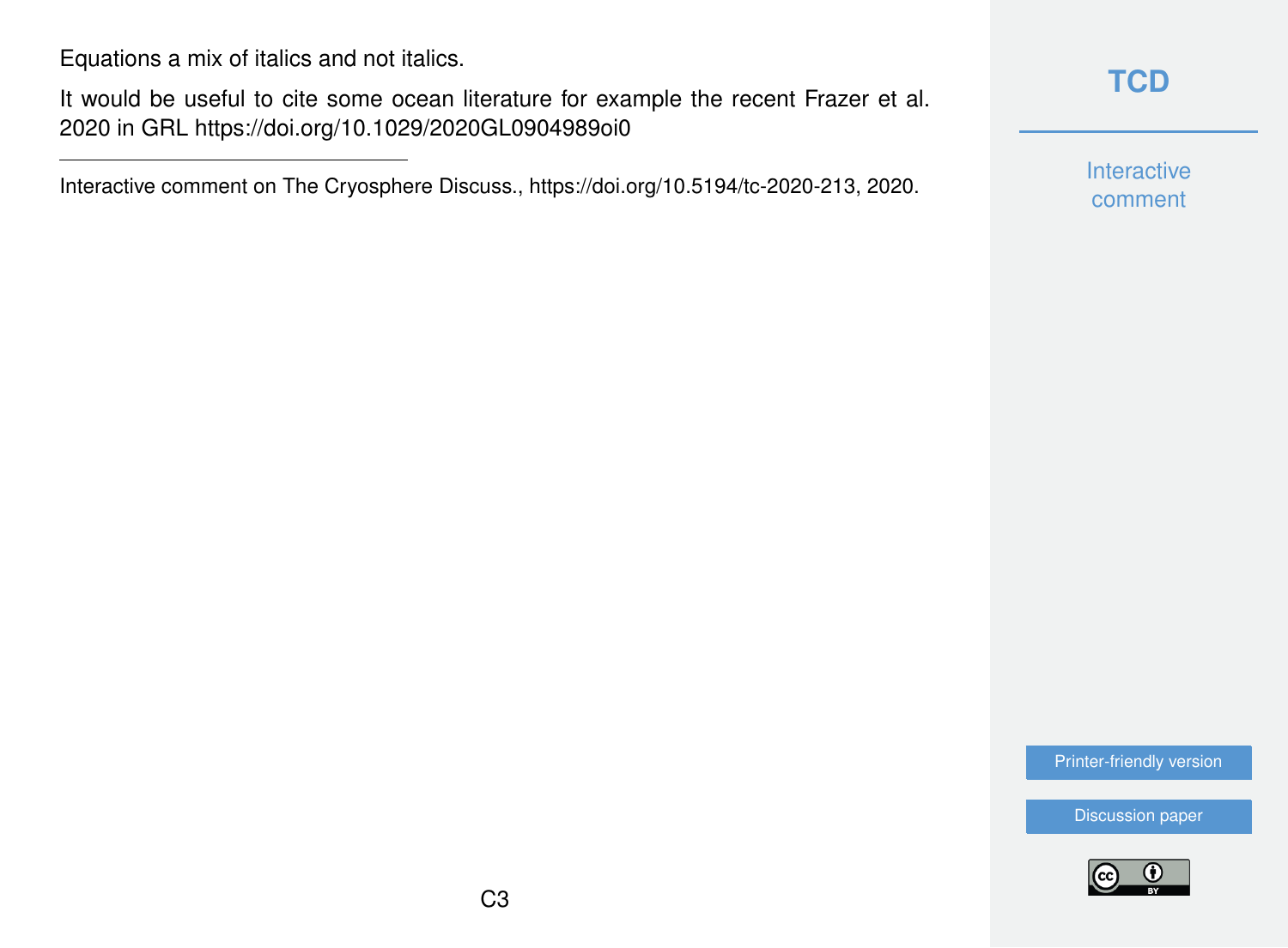Equations a mix of italics and not italics.

It would be useful to cite some ocean literature for example the recent Frazer et al. 2020 in GRL https://doi.org/10.1029/2020GL0904989oi0

---

Interactive comment on The Cryosphere Discuss., https://doi.org/10.5194/tc-2020-213, 2020.